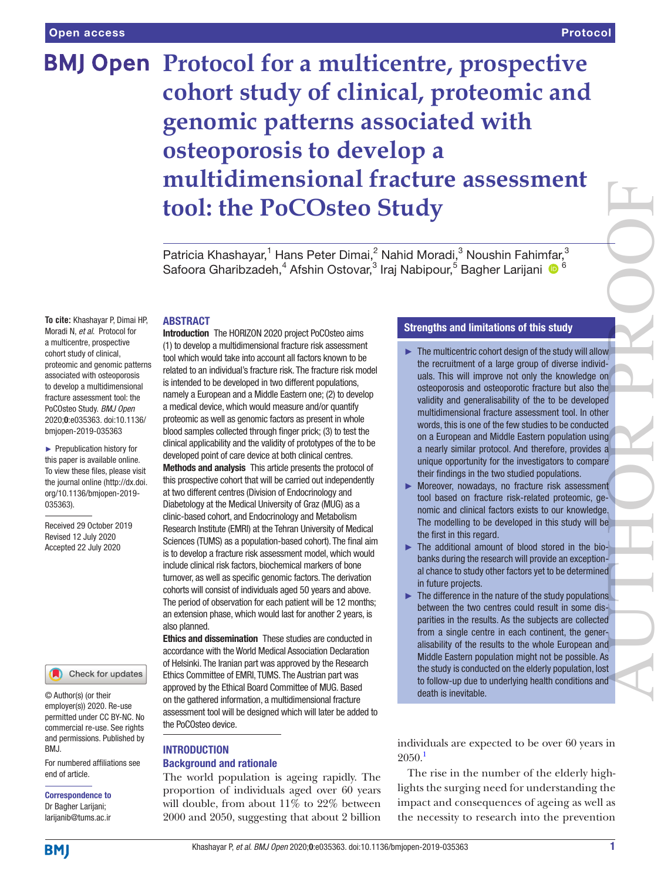# Protocol for a multicentre, prospective cohort study of clinical, proteomic and genomic patterns associated with osteoporosis to develop a multidimensional fracture assessment tool: the PoCOsteo Study

Patricia Khashayar,[1] Hans Peter Dimai,[2] Nahid Moradi,[3] Noushin Fahimfar,[3] Safoora Gharibzadeh,[4] Afshin Ostovar,[3] Iraj Nabipour,[5] Bagher Larijani [6]

**To cite:** Khashayar P, Dimai HP, Moradi N, *et al*. Protocol for a multicentre, prospective cohort study of clinical, proteomic and genomic patterns associated with osteoporosis to develop a multidimensional fracture assessment tool: the PoCOsteo Study. *BMJ Open* 2020;**0**:e035363. doi:10.1136/bmjopen-2019-035363

► Prepublication history for this paper is available online. To view these files, please visit the journal online (http://dx.doi.org/10.1136/bmjopen-2019-035363).

Received 29 October 2019
Revised 12 July 2020
Accepted 22 July 2020

© Author(s) (or their employer(s)) 2020. Re-use permitted under CC BY-NC. No commercial re-use. See rights and permissions. Published by BMJ.

For numbered affiliations see end of article.

**Correspondence to**
Dr Bagher Larijani;
larijanib@tums.ac.ir

## ABSTRACT

**Introduction** The HORIZON 2020 project PoCOsteo aims (1) to develop a multidimensional fracture risk assessment tool which would take into account all factors known to be related to an individual's fracture risk. The fracture risk model is intended to be developed in two different populations, namely a European and a Middle Eastern one; (2) to develop a medical device, which would measure and/or quantify proteomic as well as genomic factors as present in whole blood samples collected through finger prick; (3) to test the clinical applicability and the validity of prototypes of the to be developed point of care device at both clinical centres.

**Methods and analysis** This article presents the protocol of this prospective cohort that will be carried out independently at two different centres (Division of Endocrinology and Diabetology at the Medical University of Graz (MUG) as a clinic-based cohort, and Endocrinology and Metabolism Research Institute (EMRI) at the Tehran University of Medical Sciences (TUMS) as a population-based cohort). The final aim is to develop a fracture risk assessment model, which would include clinical risk factors, biochemical markers of bone turnover, as well as specific genomic factors. The derivation cohorts will consist of individuals aged 50 years and above. The period of observation for each patient will be 12 months; an extension phase, which would last for another 2 years, is also planned.

**Ethics and dissemination** These studies are conducted in accordance with the World Medical Association Declaration of Helsinki. The Iranian part was approved by the Research Ethics Committee of EMRI, TUMS. The Austrian part was approved by the Ethical Board Committee of MUG. Based on the gathered information, a multidimensional fracture assessment tool will be designed which will later be added to the PoCOsteo device.

## Strengths and limitations of this study

- ► The multicentric cohort design of the study will allow the recruitment of a large group of diverse individuals. This will improve not only the knowledge on osteoporosis and osteoporotic fracture but also the validity and generalisability of the to be developed multidimensional fracture assessment tool. In other words, this is one of the few studies to be conducted on a European and Middle Eastern population using a nearly similar protocol. And therefore, provides a unique opportunity for the investigators to compare their findings in the two studied populations.
- ► Moreover, nowadays, no fracture risk assessment tool based on fracture risk-related proteomic, genomic and clinical factors exists to our knowledge. The modelling to be developed in this study will be the first in this regard.
- ► The additional amount of blood stored in the biobanks during the research will provide an exceptional chance to study other factors yet to be determined in future projects.
- ► The difference in the nature of the study populations between the two centres could result in some disparities in the results. As the subjects are collected from a single centre in each continent, the generalisability of the results to the whole European and Middle Eastern population might not be possible. As the study is conducted on the elderly population, lost to follow-up due to underlying health conditions and death is inevitable.

## INTRODUCTION

### Background and rationale

The world population is ageing rapidly. The proportion of individuals aged over 60 years will double, from about 11% to 22% between 2000 and 2050, suggesting that about 2 billion individuals are expected to be over 60 years in 2050.[1]

The rise in the number of the elderly highlights the surging need for understanding the impact and consequences of ageing as well as the necessity to research into the prevention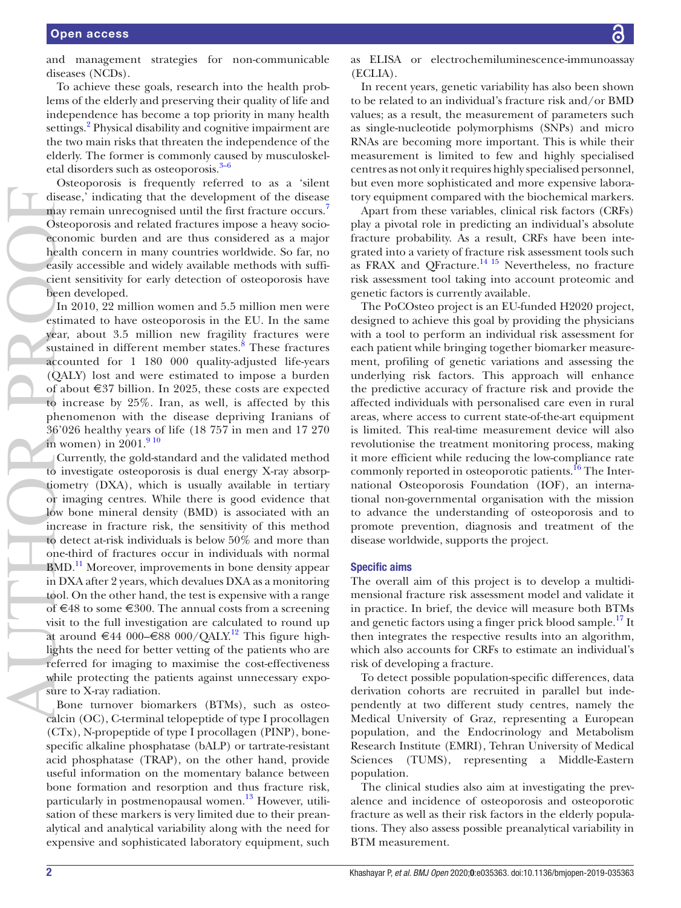and management strategies for non-communicable diseases (NCDs).

To achieve these goals, research into the health problems of the elderly and preserving their quality of life and independence has become a top priority in many health settings.[2] Physical disability and cognitive impairment are the two main risks that threaten the independence of the elderly. The former is commonly caused by musculoskeletal disorders such as osteoporosis.[3–6]

Osteoporosis is frequently referred to as a 'silent disease,' indicating that the development of the disease may remain unrecognised until the first fracture occurs.[7] Osteoporosis and related fractures impose a heavy socioeconomic burden and are thus considered as a major health concern in many countries worldwide. So far, no easily accessible and widely available methods with sufficient sensitivity for early detection of osteoporosis have been developed.

In 2010, 22 million women and 5.5 million men were estimated to have osteoporosis in the EU. In the same year, about 3.5 million new fragility fractures were sustained in different member states.[8] These fractures accounted for 1 180 000 quality-adjusted life-years (QALY) lost and were estimated to impose a burden of about €37 billion. In 2025, these costs are expected to increase by 25%. Iran, as well, is affected by this phenomenon with the disease depriving Iranians of 36'026 healthy years of life (18 757 in men and 17 270 in women) in 2001.[9 10]

Currently, the gold-standard and the validated method to investigate osteoporosis is dual energy X-ray absorptiometry (DXA), which is usually available in tertiary or imaging centres. While there is good evidence that low bone mineral density (BMD) is associated with an increase in fracture risk, the sensitivity of this method to detect at-risk individuals is below 50% and more than one-third of fractures occur in individuals with normal BMD.[11] Moreover, improvements in bone density appear in DXA after 2 years, which devalues DXA as a monitoring tool. On the other hand, the test is expensive with a range of €48 to some €300. The annual costs from a screening visit to the full investigation are calculated to round up at around €44 000–€88 000/QALY.[12] This figure highlights the need for better vetting of the patients who are referred for imaging to maximise the cost-effectiveness while protecting the patients against unnecessary exposure to X-ray radiation.

Bone turnover biomarkers (BTMs), such as osteocalcin (OC), C-terminal telopeptide of type I procollagen (CTx), N-propeptide of type I procollagen (PINP), bone-specific alkaline phosphatase (bALP) or tartrate-resistant acid phosphatase (TRAP), on the other hand, provide useful information on the momentary balance between bone formation and resorption and thus fracture risk, particularly in postmenopausal women.[13] However, utilisation of these markers is very limited due to their preanalytical and analytical variability along with the need for expensive and sophisticated laboratory equipment, such as ELISA or electrochemiluminescence-immunoassay (ECLIA).

In recent years, genetic variability has also been shown to be related to an individual's fracture risk and/or BMD values; as a result, the measurement of parameters such as single-nucleotide polymorphisms (SNPs) and micro RNAs are becoming more important. This is while their measurement is limited to few and highly specialised centres as not only it requires highly specialised personnel, but even more sophisticated and more expensive laboratory equipment compared with the biochemical markers.

Apart from these variables, clinical risk factors (CRFs) play a pivotal role in predicting an individual's absolute fracture probability. As a result, CRFs have been integrated into a variety of fracture risk assessment tools such as FRAX and QFracture.[14 15] Nevertheless, no fracture risk assessment tool taking into account proteomic and genetic factors is currently available.

The PoCOsteo project is an EU-funded H2020 project, designed to achieve this goal by providing the physicians with a tool to perform an individual risk assessment for each patient while bringing together biomarker measurement, profiling of genetic variations and assessing the underlying risk factors. This approach will enhance the predictive accuracy of fracture risk and provide the affected individuals with personalised care even in rural areas, where access to current state-of-the-art equipment is limited. This real-time measurement device will also revolutionise the treatment monitoring process, making it more efficient while reducing the low-compliance rate commonly reported in osteoporotic patients.[16] The International Osteoporosis Foundation (IOF), an international non-governmental organisation with the mission to advance the understanding of osteoporosis and to promote prevention, diagnosis and treatment of the disease worldwide, supports the project.

## Specific aims

The overall aim of this project is to develop a multidimensional fracture risk assessment model and validate it in practice. In brief, the device will measure both BTMs and genetic factors using a finger prick blood sample.[17] It then integrates the respective results into an algorithm, which also accounts for CRFs to estimate an individual's risk of developing a fracture.

To detect possible population-specific differences, data derivation cohorts are recruited in parallel but independently at two different study centres, namely the Medical University of Graz, representing a European population, and the Endocrinology and Metabolism Research Institute (EMRI), Tehran University of Medical Sciences (TUMS), representing a Middle-Eastern population.

The clinical studies also aim at investigating the prevalence and incidence of osteoporosis and osteoporotic fracture as well as their risk factors in the elderly populations. They also assess possible preanalytical variability in BTM measurement.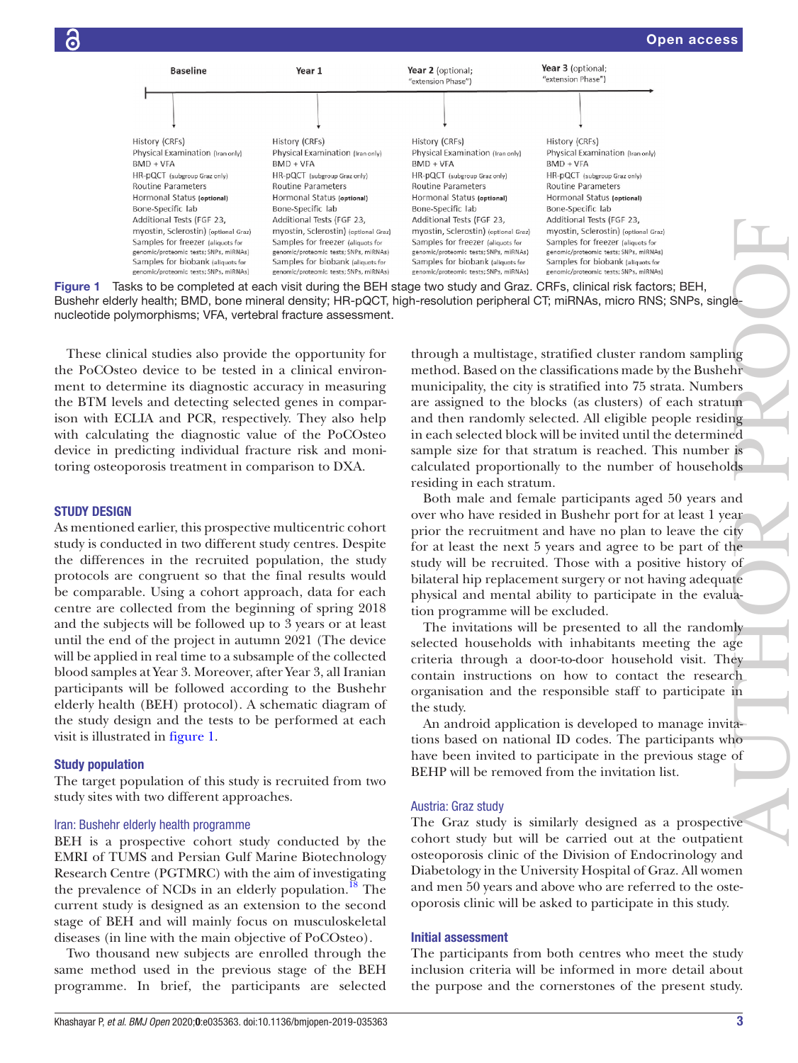| Baseline | Year 1 | Year 2 (optional; "extension Phase") | Year 3 (optional; "extension Phase") |
|---|---|---|---|
| History (CRFs) | History (CRFs) | History (CRFs) | History (CRFs) |
| Physical Examination (Iran only) | Physical Examination (Iran only) | Physical Examination (Iran only) | Physical Examination (Iran only) |
| BMD + VFA | BMD + VFA | BMD + VFA | BMD + VFA |
| HR-pQCT (subgroup Graz only) | HR-pQCT (subgroup Graz only) | HR-pQCT (subgroup Graz only) | HR-pQCT (subgroup Graz only) |
| Routine Parameters | Routine Parameters | Routine Parameters | Routine Parameters |
| Hormonal Status (optional) | Hormonal Status (optional) | Hormonal Status (optional) | Hormonal Status (optional) |
| Bone-Specific lab | Bone-Specific lab | Bone-Specific lab | Bone-Specific lab |
| Additional Tests (FGF 23, myostin, Sclerostin) (optional Graz) | Additional Tests (FGF 23, myostin, Sclerostin) (optional Graz) | Additional Tests (FGF 23, myostin, Sclerostin) (optional Graz) | Additional Tests (FGF 23, myostin, Sclerostin) (optional Graz) |
| Samples for freezer (aliquots for genomic/proteomic tests; SNPs, miRNAs) | Samples for freezer (aliquots for genomic/proteomic tests; SNPs, miRNAs) | Samples for freezer (aliquots for genomic/proteomic tests; SNPs, miRNAs) | Samples for freezer (aliquots for genomic/proteomic tests; SNPs, miRNAs) |
| Samples for biobank (aliquots for genomic/proteomic tests; SNPs, miRNAs) | Samples for biobank (aliquots for genomic/proteomic tests; SNPs, miRNAs) | Samples for biobank (aliquots for genomic/proteomic tests; SNPs, miRNAs) | Samples for biobank (aliquots for genomic/proteomic tests; SNPs, miRNAs) |

**Figure 1** Tasks to be completed at each visit during the BEH stage two study and Graz. CRFs, clinical risk factors; BEH, Bushehr elderly health; BMD, bone mineral density; HR-pQCT, high-resolution peripheral CT; miRNAs, micro RNS; SNPs, single-nucleotide polymorphisms; VFA, vertebral fracture assessment.

These clinical studies also provide the opportunity for the PoCOsteo device to be tested in a clinical environment to determine its diagnostic accuracy in measuring the BTM levels and detecting selected genes in comparison with ECLIA and PCR, respectively. They also help with calculating the diagnostic value of the PoCOsteo device in predicting individual fracture risk and monitoring osteoporosis treatment in comparison to DXA.

## STUDY DESIGN

As mentioned earlier, this prospective multicentric cohort study is conducted in two different study centres. Despite the differences in the recruited population, the study protocols are congruent so that the final results would be comparable. Using a cohort approach, data for each centre are collected from the beginning of spring 2018 and the subjects will be followed up to 3 years or at least until the end of the project in autumn 2021 (The device will be applied in real time to a subsample of the collected blood samples at Year 3. Moreover, after Year 3, all Iranian participants will be followed according to the Bushehr elderly health (BEH) protocol). A schematic diagram of the study design and the tests to be performed at each visit is illustrated in figure 1.

### Study population

The target population of this study is recruited from two study sites with two different approaches.

#### Iran: Bushehr elderly health programme

BEH is a prospective cohort study conducted by the EMRI of TUMS and Persian Gulf Marine Biotechnology Research Centre (PGTMRC) with the aim of investigating the prevalence of NCDs in an elderly population.[18] The current study is designed as an extension to the second stage of BEH and will mainly focus on musculoskeletal diseases (in line with the main objective of PoCOsteo).

Two thousand new subjects are enrolled through the same method used in the previous stage of the BEH programme. In brief, the participants are selected through a multistage, stratified cluster random sampling method. Based on the classifications made by the Bushehr municipality, the city is stratified into 75 strata. Numbers are assigned to the blocks (as clusters) of each stratum and then randomly selected. All eligible people residing in each selected block will be invited until the determined sample size for that stratum is reached. This number is calculated proportionally to the number of households residing in each stratum.

Both male and female participants aged 50 years and over who have resided in Bushehr port for at least 1 year prior the recruitment and have no plan to leave the city for at least the next 5 years and agree to be part of the study will be recruited. Those with a positive history of bilateral hip replacement surgery or not having adequate physical and mental ability to participate in the evaluation programme will be excluded.

The invitations will be presented to all the randomly selected households with inhabitants meeting the age criteria through a door-to-door household visit. They contain instructions on how to contact the research organisation and the responsible staff to participate in the study.

An android application is developed to manage invitations based on national ID codes. The participants who have been invited to participate in the previous stage of BEHP will be removed from the invitation list.

#### Austria: Graz study

The Graz study is similarly designed as a prospective cohort study but will be carried out at the outpatient osteoporosis clinic of the Division of Endocrinology and Diabetology in the University Hospital of Graz. All women and men 50 years and above who are referred to the osteoporosis clinic will be asked to participate in this study.

### Initial assessment

The participants from both centres who meet the study inclusion criteria will be informed in more detail about the purpose and the cornerstones of the present study.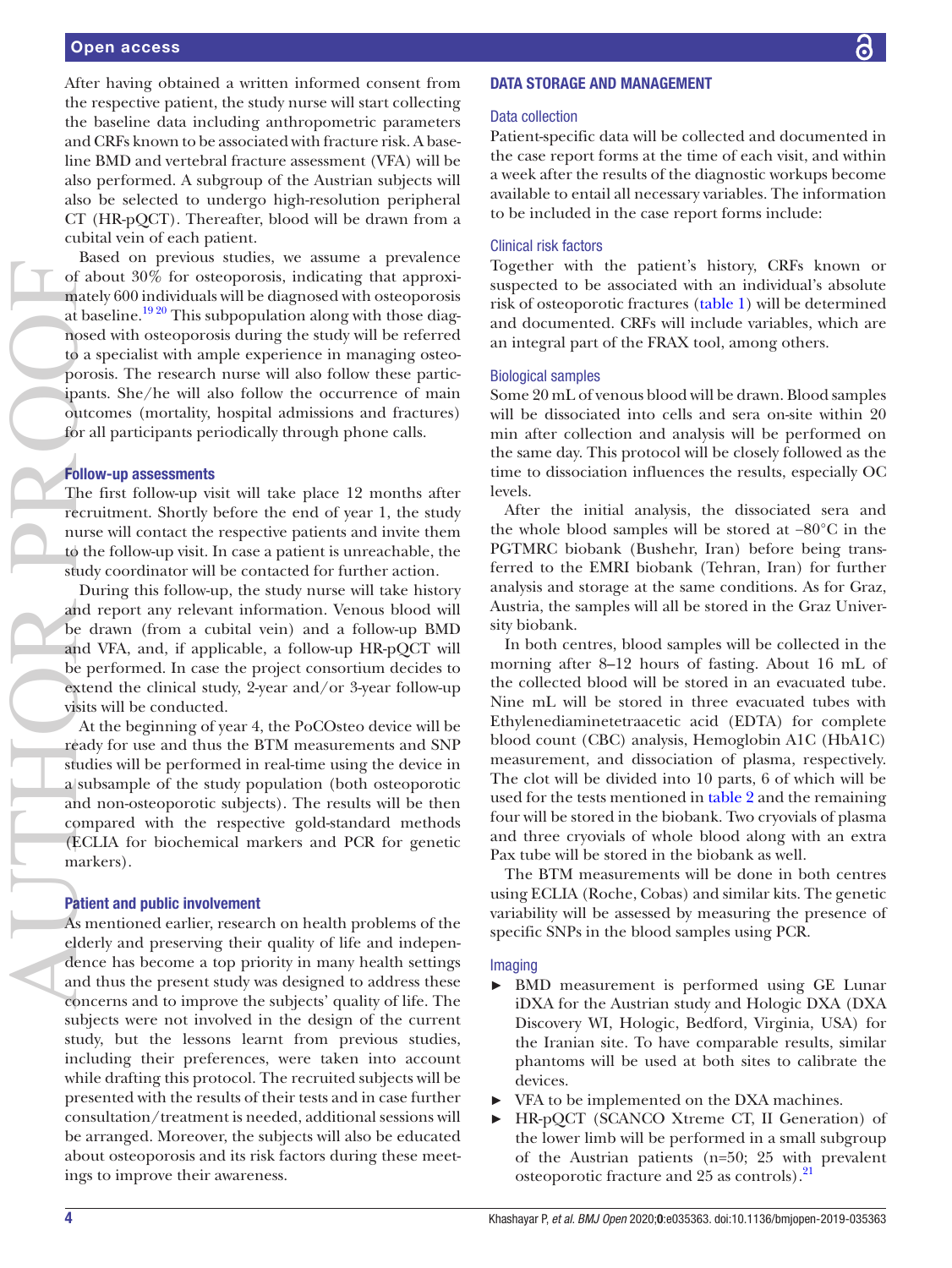After having obtained a written informed consent from the respective patient, the study nurse will start collecting the baseline data including anthropometric parameters and CRFs known to be associated with fracture risk. A baseline BMD and vertebral fracture assessment (VFA) will be also performed. A subgroup of the Austrian subjects will also be selected to undergo high-resolution peripheral CT (HR-pQCT). Thereafter, blood will be drawn from a cubital vein of each patient.

Based on previous studies, we assume a prevalence of about 30% for osteoporosis, indicating that approximately 600 individuals will be diagnosed with osteoporosis at baseline.[19,20] This subpopulation along with those diagnosed with osteoporosis during the study will be referred to a specialist with ample experience in managing osteoporosis. The research nurse will also follow these participants. She/he will also follow the occurrence of main outcomes (mortality, hospital admissions and fractures) for all participants periodically through phone calls.

### Follow-up assessments

The first follow-up visit will take place 12 months after recruitment. Shortly before the end of year 1, the study nurse will contact the respective patients and invite them to the follow-up visit. In case a patient is unreachable, the study coordinator will be contacted for further action.

During this follow-up, the study nurse will take history and report any relevant information. Venous blood will be drawn (from a cubital vein) and a follow-up BMD and VFA, and, if applicable, a follow-up HR-pQCT will be performed. In case the project consortium decides to extend the clinical study, 2-year and/or 3-year follow-up visits will be conducted.

At the beginning of year 4, the PoCOsteo device will be ready for use and thus the BTM measurements and SNP studies will be performed in real-time using the device in a subsample of the study population (both osteoporotic and non-osteoporotic subjects). The results will be then compared with the respective gold-standard methods (ECLIA for biochemical markers and PCR for genetic markers).

### Patient and public involvement

As mentioned earlier, research on health problems of the elderly and preserving their quality of life and independence has become a top priority in many health settings and thus the present study was designed to address these concerns and to improve the subjects' quality of life. The subjects were not involved in the design of the current study, but the lessons learnt from previous studies, including their preferences, were taken into account while drafting this protocol. The recruited subjects will be presented with the results of their tests and in case further consultation/treatment is needed, additional sessions will be arranged. Moreover, the subjects will also be educated about osteoporosis and its risk factors during these meetings to improve their awareness.

## DATA STORAGE AND MANAGEMENT

### Data collection

Patient-specific data will be collected and documented in the case report forms at the time of each visit, and within a week after the results of the diagnostic workups become available to entail all necessary variables. The information to be included in the case report forms include:

### Clinical risk factors

Together with the patient's history, CRFs known or suspected to be associated with an individual's absolute risk of osteoporotic fractures (table 1) will be determined and documented. CRFs will include variables, which are an integral part of the FRAX tool, among others.

### Biological samples

Some 20 mL of venous blood will be drawn. Blood samples will be dissociated into cells and sera on-site within 20 min after collection and analysis will be performed on the same day. This protocol will be closely followed as the time to dissociation influences the results, especially OC levels.

After the initial analysis, the dissociated sera and the whole blood samples will be stored at −80°C in the PGTMRC biobank (Bushehr, Iran) before being transferred to the EMRI biobank (Tehran, Iran) for further analysis and storage at the same conditions. As for Graz, Austria, the samples will all be stored in the Graz University biobank.

In both centres, blood samples will be collected in the morning after 8–12 hours of fasting. About 16 mL of the collected blood will be stored in an evacuated tube. Nine mL will be stored in three evacuated tubes with Ethylenediaminetetraacetic acid (EDTA) for complete blood count (CBC) analysis, Hemoglobin A1C (HbA1C) measurement, and dissociation of plasma, respectively. The clot will be divided into 10 parts, 6 of which will be used for the tests mentioned in table 2 and the remaining four will be stored in the biobank. Two cryovials of plasma and three cryovials of whole blood along with an extra Pax tube will be stored in the biobank as well.

The BTM measurements will be done in both centres using ECLIA (Roche, Cobas) and similar kits. The genetic variability will be assessed by measuring the presence of specific SNPs in the blood samples using PCR.

### Imaging

- BMD measurement is performed using GE Lunar iDXA for the Austrian study and Hologic DXA (DXA Discovery WI, Hologic, Bedford, Virginia, USA) for the Iranian site. To have comparable results, similar phantoms will be used at both sites to calibrate the devices.
- VFA to be implemented on the DXA machines.
- HR-pQCT (SCANCO Xtreme CT, II Generation) of the lower limb will be performed in a small subgroup of the Austrian patients (n=50; 25 with prevalent osteoporotic fracture and 25 as controls).[21]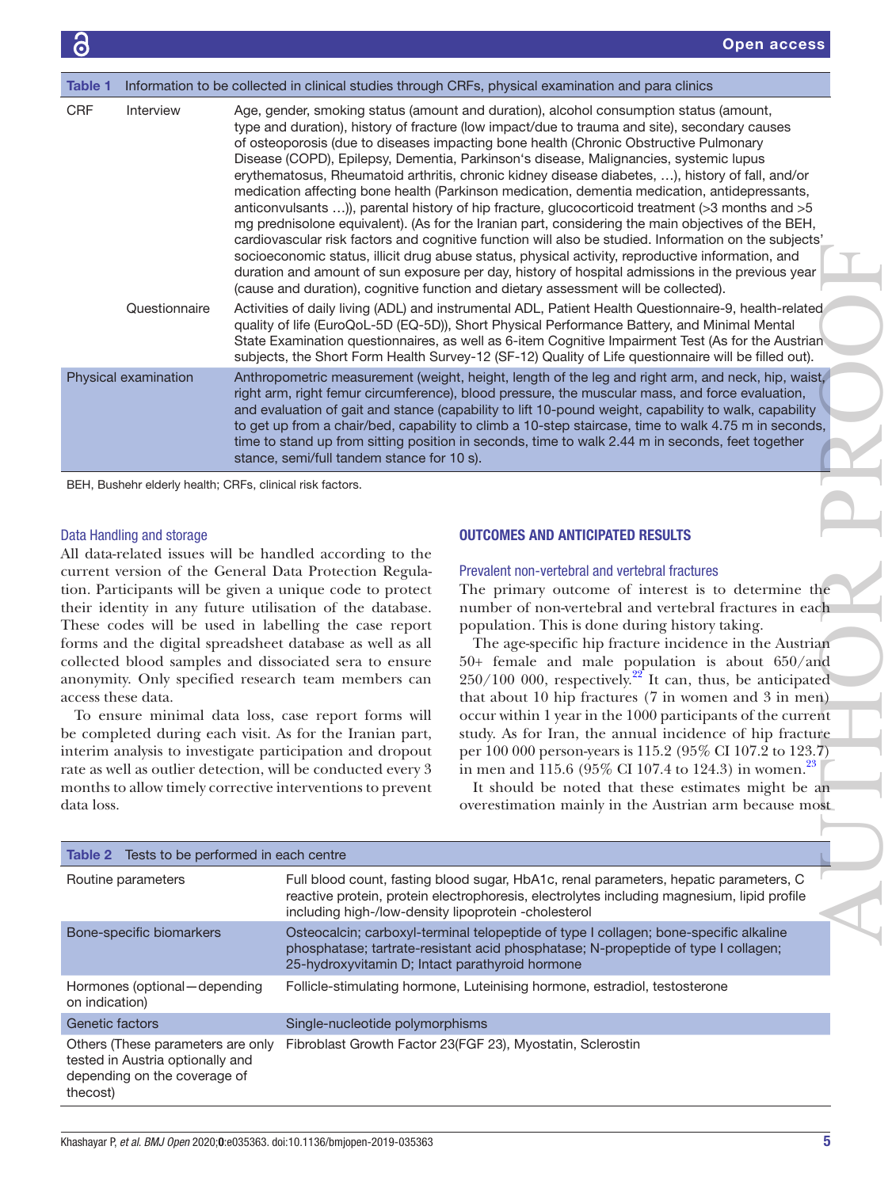**Table 1** Information to be collected in clinical studies through CRFs, physical examination and para clinics

| | | |
|---|---|---|
| CRF | Interview | Age, gender, smoking status (amount and duration), alcohol consumption status (amount, type and duration), history of fracture (low impact/due to trauma and site), secondary causes of osteoporosis (due to diseases impacting bone health (Chronic Obstructive Pulmonary Disease (COPD), Epilepsy, Dementia, Parkinson's disease, Malignancies, systemic lupus erythematosus, Rheumatoid arthritis, chronic kidney disease diabetes, …), history of fall, and/or medication affecting bone health (Parkinson medication, dementia medication, antidepressants, anticonvulsants …)), parental history of hip fracture, glucocorticoid treatment (>3 months and >5 mg prednisolone equivalent). (As for the Iranian part, considering the main objectives of the BEH, cardiovascular risk factors and cognitive function will also be studied. Information on the subjects' socioeconomic status, illicit drug abuse status, physical activity, reproductive information, and duration and amount of sun exposure per day, history of hospital admissions in the previous year (cause and duration), cognitive function and dietary assessment will be collected). |
| | Questionnaire | Activities of daily living (ADL) and instrumental ADL, Patient Health Questionnaire-9, health-related quality of life (EuroQoL-5D (EQ-5D)), Short Physical Performance Battery, and Minimal Mental State Examination questionnaires, as well as 6-item Cognitive Impairment Test (As for the Austrian subjects, the Short Form Health Survey-12 (SF-12) Quality of Life questionnaire will be filled out). |
| Physical examination | | Anthropometric measurement (weight, height, length of the leg and right arm, and neck, hip, waist, right arm, right femur circumference), blood pressure, the muscular mass, and force evaluation, and evaluation of gait and stance (capability to lift 10-pound weight, capability to walk, capability to get up from a chair/bed, capability to climb a 10-step staircase, time to walk 4.75 m in seconds, time to stand up from sitting position in seconds, time to walk 2.44 m in seconds, feet together stance, semi/full tandem stance for 10 s). |

BEH, Bushehr elderly health; CRFs, clinical risk factors.

### Data Handling and storage

All data-related issues will be handled according to the current version of the General Data Protection Regulation. Participants will be given a unique code to protect their identity in any future utilisation of the database. These codes will be used in labelling the case report forms and the digital spreadsheet database as well as all collected blood samples and dissociated sera to ensure anonymity. Only specified research team members can access these data.

To ensure minimal data loss, case report forms will be completed during each visit. As for the Iranian part, interim analysis to investigate participation and dropout rate as well as outlier detection, will be conducted every 3 months to allow timely corrective interventions to prevent data loss.

## OUTCOMES AND ANTICIPATED RESULTS

### Prevalent non-vertebral and vertebral fractures

The primary outcome of interest is to determine the number of non-vertebral and vertebral fractures in each population. This is done during history taking.

The age-specific hip fracture incidence in the Austrian 50+ female and male population is about 650/and 250/100 000, respectively.[22] It can, thus, be anticipated that about 10 hip fractures (7 in women and 3 in men) occur within 1 year in the 1000 participants of the current study. As for Iran, the annual incidence of hip fracture per 100 000 person-years is 115.2 (95% CI 107.2 to 123.7) in men and 115.6 (95% CI 107.4 to 124.3) in women.[23]

It should be noted that these estimates might be an overestimation mainly in the Austrian arm because most

**Table 2** Tests to be performed in each centre

| | |
|---|---|
| Routine parameters | Full blood count, fasting blood sugar, HbA1c, renal parameters, hepatic parameters, C reactive protein, protein electrophoresis, electrolytes including magnesium, lipid profile including high-/low-density lipoprotein -cholesterol |
| Bone-specific biomarkers | Osteocalcin; carboxyl-terminal telopeptide of type I collagen; bone-specific alkaline phosphatase; tartrate-resistant acid phosphatase; N-propeptide of type I collagen; 25-hydroxyvitamin D; Intact parathyroid hormone |
| Hormones (optional—depending on indication) | Follicle-stimulating hormone, Luteinising hormone, estradiol, testosterone |
| Genetic factors | Single-nucleotide polymorphisms |
| Others (These parameters are only tested in Austria optionally and depending on the coverage of thecost) | Fibroblast Growth Factor 23(FGF 23), Myostatin, Sclerostin |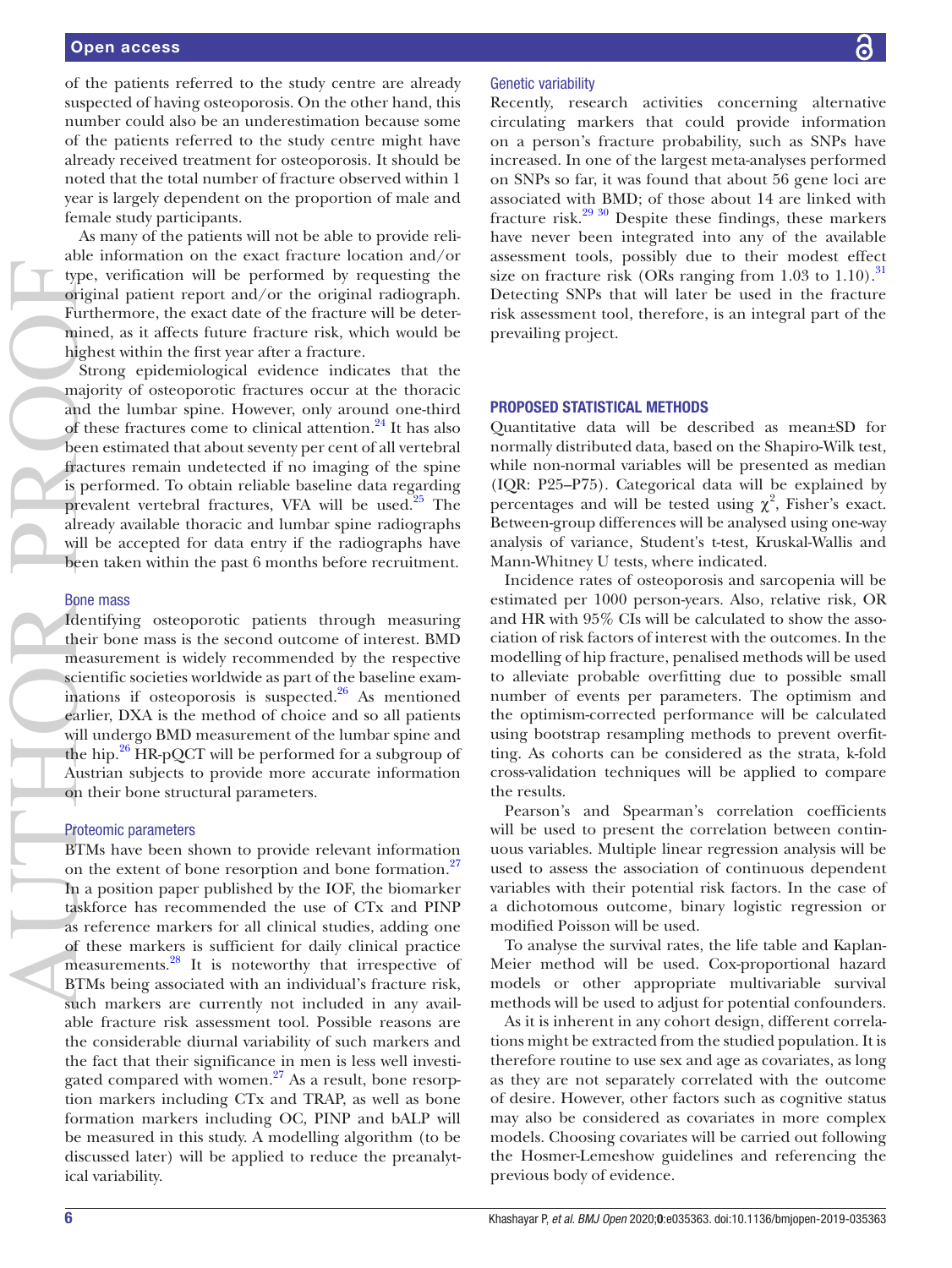of the patients referred to the study centre are already suspected of having osteoporosis. On the other hand, this number could also be an underestimation because some of the patients referred to the study centre might have already received treatment for osteoporosis. It should be noted that the total number of fracture observed within 1 year is largely dependent on the proportion of male and female study participants.

As many of the patients will not be able to provide reliable information on the exact fracture location and/or type, verification will be performed by requesting the original patient report and/or the original radiograph. Furthermore, the exact date of the fracture will be determined, as it affects future fracture risk, which would be highest within the first year after a fracture.

Strong epidemiological evidence indicates that the majority of osteoporotic fractures occur at the thoracic and the lumbar spine. However, only around one-third of these fractures come to clinical attention.[24] It has also been estimated that about seventy per cent of all vertebral fractures remain undetected if no imaging of the spine is performed. To obtain reliable baseline data regarding prevalent vertebral fractures, VFA will be used.[25] The already available thoracic and lumbar spine radiographs will be accepted for data entry if the radiographs have been taken within the past 6 months before recruitment.

### Bone mass

Identifying osteoporotic patients through measuring their bone mass is the second outcome of interest. BMD measurement is widely recommended by the respective scientific societies worldwide as part of the baseline examinations if osteoporosis is suspected.[26] As mentioned earlier, DXA is the method of choice and so all patients will undergo BMD measurement of the lumbar spine and the hip.[26] HR-pQCT will be performed for a subgroup of Austrian subjects to provide more accurate information on their bone structural parameters.

### Proteomic parameters

BTMs have been shown to provide relevant information on the extent of bone resorption and bone formation.[27] In a position paper published by the IOF, the biomarker taskforce has recommended the use of CTx and PINP as reference markers for all clinical studies, adding one of these markers is sufficient for daily clinical practice measurements.[28] It is noteworthy that irrespective of BTMs being associated with an individual's fracture risk, such markers are currently not included in any available fracture risk assessment tool. Possible reasons are the considerable diurnal variability of such markers and the fact that their significance in men is less well investigated compared with women.[27] As a result, bone resorption markers including CTx and TRAP, as well as bone formation markers including OC, PINP and bALP will be measured in this study. A modelling algorithm (to be discussed later) will be applied to reduce the preanalytical variability.

### Genetic variability

Recently, research activities concerning alternative circulating markers that could provide information on a person's fracture probability, such as SNPs have increased. In one of the largest meta-analyses performed on SNPs so far, it was found that about 56 gene loci are associated with BMD; of those about 14 are linked with fracture risk.[29,30] Despite these findings, these markers have never been integrated into any of the available assessment tools, possibly due to their modest effect size on fracture risk (ORs ranging from 1.03 to 1.10).[31] Detecting SNPs that will later be used in the fracture risk assessment tool, therefore, is an integral part of the prevailing project.

## PROPOSED STATISTICAL METHODS

Quantitative data will be described as mean±SD for normally distributed data, based on the Shapiro-Wilk test, while non-normal variables will be presented as median (IQR: P25–P75). Categorical data will be explained by percentages and will be tested using $\chi^2$, Fisher's exact. Between-group differences will be analysed using one-way analysis of variance, Student's t-test, Kruskal-Wallis and Mann-Whitney U tests, where indicated.

Incidence rates of osteoporosis and sarcopenia will be estimated per 1000 person-years. Also, relative risk, OR and HR with 95% CIs will be calculated to show the association of risk factors of interest with the outcomes. In the modelling of hip fracture, penalised methods will be used to alleviate probable overfitting due to possible small number of events per parameters. The optimism and the optimism-corrected performance will be calculated using bootstrap resampling methods to prevent overfitting. As cohorts can be considered as the strata, k-fold cross-validation techniques will be applied to compare the results.

Pearson's and Spearman's correlation coefficients will be used to present the correlation between continuous variables. Multiple linear regression analysis will be used to assess the association of continuous dependent variables with their potential risk factors. In the case of a dichotomous outcome, binary logistic regression or modified Poisson will be used.

To analyse the survival rates, the life table and Kaplan-Meier method will be used. Cox-proportional hazard models or other appropriate multivariable survival methods will be used to adjust for potential confounders.

As it is inherent in any cohort design, different correlations might be extracted from the studied population. It is therefore routine to use sex and age as covariates, as long as they are not separately correlated with the outcome of desire. However, other factors such as cognitive status may also be considered as covariates in more complex models. Choosing covariates will be carried out following the Hosmer-Lemeshow guidelines and referencing the previous body of evidence.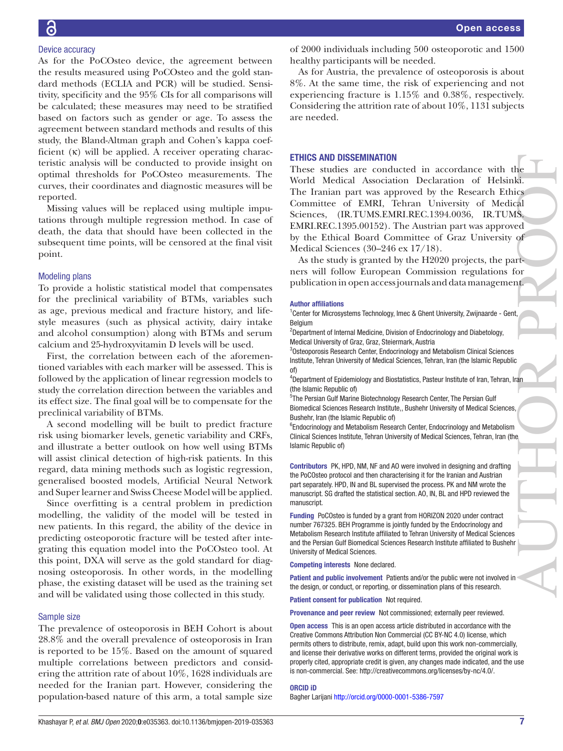### Device accuracy

As for the PoCOsteo device, the agreement between the results measured using PoCOsteo and the gold standard methods (ECLIA and PCR) will be studied. Sensitivity, specificity and the 95% CIs for all comparisons will be calculated; these measures may need to be stratified based on factors such as gender or age. To assess the agreement between standard methods and results of this study, the Bland-Altman graph and Cohen's kappa coefficient (κ) will be applied. A receiver operating characteristic analysis will be conducted to provide insight on optimal thresholds for PoCOsteo measurements. The curves, their coordinates and diagnostic measures will be reported.

Missing values will be replaced using multiple imputations through multiple regression method. In case of death, the data that should have been collected in the subsequent time points, will be censored at the final visit point.

### Modeling plans

To provide a holistic statistical model that compensates for the preclinical variability of BTMs, variables such as age, previous medical and fracture history, and lifestyle measures (such as physical activity, dairy intake and alcohol consumption) along with BTMs and serum calcium and 25-hydroxyvitamin D levels will be used.

First, the correlation between each of the aforementioned variables with each marker will be assessed. This is followed by the application of linear regression models to study the correlation direction between the variables and its effect size. The final goal will be to compensate for the preclinical variability of BTMs.

A second modelling will be built to predict fracture risk using biomarker levels, genetic variability and CRFs, and illustrate a better outlook on how well using BTMs will assist clinical detection of high-risk patients. In this regard, data mining methods such as logistic regression, generalised boosted models, Artificial Neural Network and Super learner and Swiss Cheese Model will be applied.

Since overfitting is a central problem in prediction modelling, the validity of the model will be tested in new patients. In this regard, the ability of the device in predicting osteoporotic fracture will be tested after integrating this equation model into the PoCOsteo tool. At this point, DXA will serve as the gold standard for diagnosing osteoporosis. In other words, in the modelling phase, the existing dataset will be used as the training set and will be validated using those collected in this study.

### Sample size

The prevalence of osteoporosis in BEH Cohort is about 28.8% and the overall prevalence of osteoporosis in Iran is reported to be 15%. Based on the amount of squared multiple correlations between predictors and considering the attrition rate of about 10%, 1628 individuals are needed for the Iranian part. However, considering the population-based nature of this arm, a total sample size of 2000 individuals including 500 osteoporotic and 1500 healthy participants will be needed.

As for Austria, the prevalence of osteoporosis is about 8%. At the same time, the risk of experiencing and not experiencing fracture is 1.15% and 0.38%, respectively. Considering the attrition rate of about 10%, 1131 subjects are needed.

## ETHICS AND DISSEMINATION

These studies are conducted in accordance with the World Medical Association Declaration of Helsinki. The Iranian part was approved by the Research Ethics Committee of EMRI, Tehran University of Medical Sciences, (IR.TUMS.EMRI.REC.1394.0036, IR.TUMS.EMRI.REC.1395.00152). The Austrian part was approved by the Ethical Board Committee of Graz University of Medical Sciences (30–246 ex 17/18).

As the study is granted by the H2020 projects, the partners will follow European Commission regulations for publication in open access journals and data management.

**Author affiliations**

[1]Center for Microsystems Technology, Imec & Ghent University, Zwijnaarde - Gent, Belgium
[2]Department of Internal Medicine, Division of Endocrinology and Diabetology, Medical University of Graz, Graz, Steiermark, Austria
[3]Osteoporosis Research Center, Endocrinology and Metabolism Clinical Sciences Institute, Tehran University of Medical Sciences, Tehran, Iran (the Islamic Republic of)
[4]Department of Epidemiology and Biostatistics, Pasteur Institute of Iran, Tehran, Iran (the Islamic Republic of)
[5]The Persian Gulf Marine Biotechnology Research Center, The Persian Gulf Biomedical Sciences Research Institute,, Bushehr University of Medical Sciences, Bushehr, Iran (the Islamic Republic of)
[6]Endocrinology and Metabolism Research Center, Endocrinology and Metabolism Clinical Sciences Institute, Tehran University of Medical Sciences, Tehran, Iran (the Islamic Republic of)

**Contributors** PK, HPD, NM, NF and AO were involved in designing and drafting the PoCOsteo protocol and then characterising it for the Iranian and Austrian part separately. HPD, IN and BL supervised the process. PK and NM wrote the manuscript. SG drafted the statistical section. AO, IN, BL and HPD reviewed the manuscript.

**Funding** PoCOsteo is funded by a grant from HORIZON 2020 under contract number 767325. BEH Programme is jointly funded by the Endocrinology and Metabolism Research Institute affiliated to Tehran University of Medical Sciences and the Persian Gulf Biomedical Sciences Research Institute affiliated to Bushehr University of Medical Sciences.

**Competing interests** None declared.

**Patient and public involvement** Patients and/or the public were not involved in the design, or conduct, or reporting, or dissemination plans of this research.

**Patient consent for publication** Not required.

**Provenance and peer review** Not commissioned; externally peer reviewed.

**Open access** This is an open access article distributed in accordance with the Creative Commons Attribution Non Commercial (CC BY-NC 4.0) license, which permits others to distribute, remix, adapt, build upon this work non-commercially, and license their derivative works on different terms, provided the original work is properly cited, appropriate credit is given, any changes made indicated, and the use is non-commercial. See: http://creativecommons.org/licenses/by-nc/4.0/.

**ORCID iD**

Bagher Larijani http://orcid.org/0000-0001-5386-7597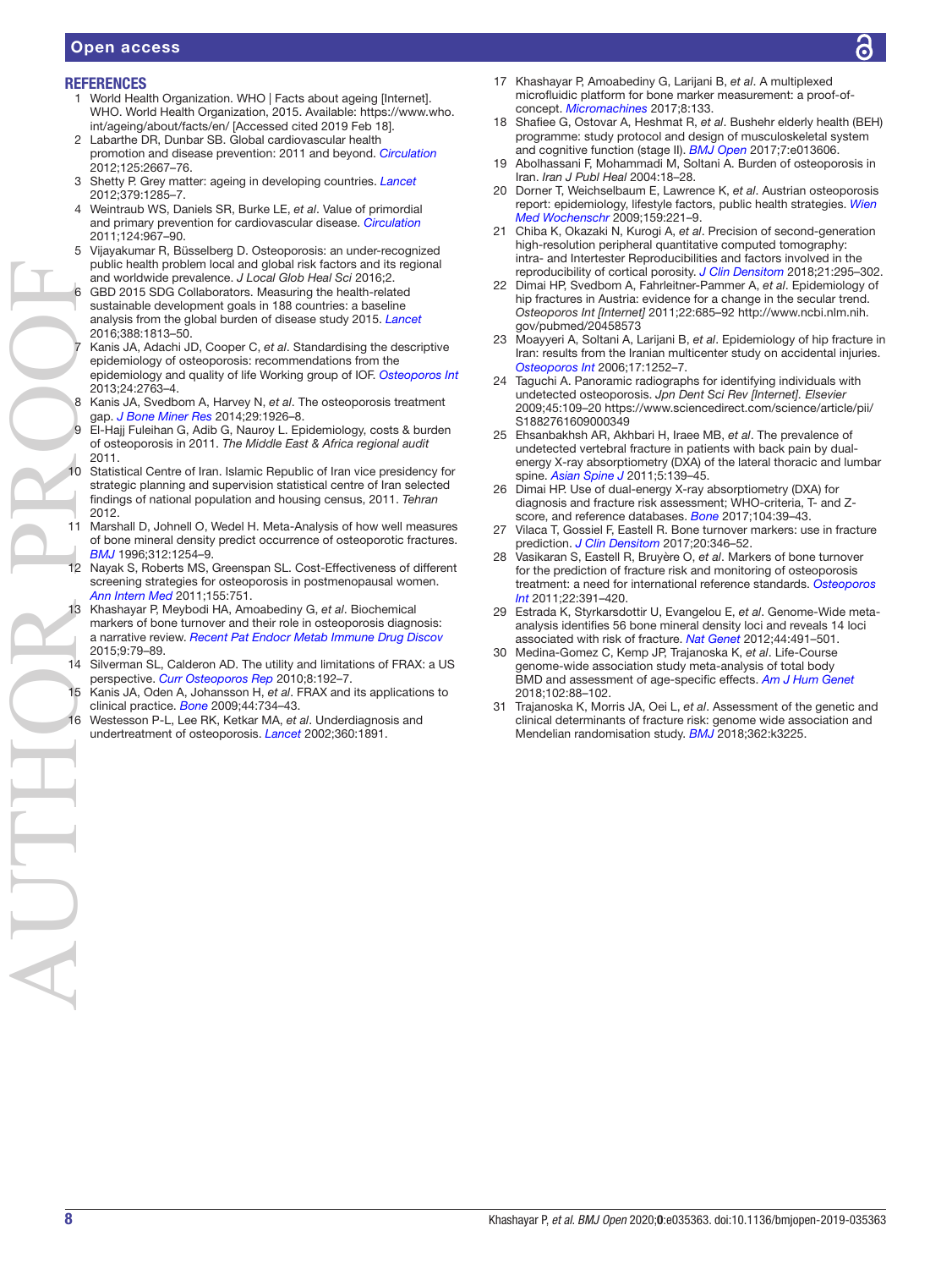## REFERENCES

1. World Health Organization. WHO | Facts about ageing [Internet]. WHO. World Health Organization, 2015. Available: https://www.who.int/ageing/about/facts/en/ [Accessed cited 2019 Feb 18].
2. Labarthe DR, Dunbar SB. Global cardiovascular health promotion and disease prevention: 2011 and beyond. *Circulation* 2012;125:2667–76.
3. Shetty P. Grey matter: ageing in developing countries. *Lancet* 2012;379:1285–7.
4. Weintraub WS, Daniels SR, Burke LE, *et al*. Value of primordial and primary prevention for cardiovascular disease. *Circulation* 2011;124:967–90.
5. Vijayakumar R, Büsselberg D. Osteoporosis: an under-recognized public health problem local and global risk factors and its regional and worldwide prevalence. *J Local Glob Heal Sci* 2016;2.
6. GBD 2015 SDG Collaborators. Measuring the health-related sustainable development goals in 188 countries: a baseline analysis from the global burden of disease study 2015. *Lancet* 2016;388:1813–50.
7. Kanis JA, Adachi JD, Cooper C, *et al*. Standardising the descriptive epidemiology of osteoporosis: recommendations from the epidemiology and quality of life Working group of IOF. *Osteoporos Int* 2013;24:2763–4.
8. Kanis JA, Svedbom A, Harvey N, *et al*. The osteoporosis treatment gap. *J Bone Miner Res* 2014;29:1926–8.
9. El-Hajj Fuleihan G, Adib G, Nauroy L. Epidemiology, costs & burden of osteoporosis in 2011. *The Middle East & Africa regional audit* 2011.
10. Statistical Centre of Iran. Islamic Republic of Iran vice presidency for strategic planning and supervision statistical centre of Iran selected findings of national population and housing census, 2011. *Tehran* 2012.
11. Marshall D, Johnell O, Wedel H. Meta-Analysis of how well measures of bone mineral density predict occurrence of osteoporotic fractures. *BMJ* 1996;312:1254–9.
12. Nayak S, Roberts MS, Greenspan SL. Cost-Effectiveness of different screening strategies for osteoporosis in postmenopausal women. *Ann Intern Med* 2011;155:751.
13. Khashayar P, Meybodi HA, Amoabediny G, *et al*. Biochemical markers of bone turnover and their role in osteoporosis diagnosis: a narrative review. *Recent Pat Endocr Metab Immune Drug Discov* 2015;9:79–89.
14. Silverman SL, Calderon AD. The utility and limitations of FRAX: a US perspective. *Curr Osteoporos Rep* 2010;8:192–7.
15. Kanis JA, Oden A, Johansson H, *et al*. FRAX and its applications to clinical practice. *Bone* 2009;44:734–43.
16. Westesson P-L, Lee RK, Ketkar MA, *et al*. Underdiagnosis and undertreatment of osteoporosis. *Lancet* 2002;360:1891.
17. Khashayar P, Amoabediny G, Larijani B, *et al*. A multiplexed microfluidic platform for bone marker measurement: a proof-of-concept. *Micromachines* 2017;8:133.
18. Shafiee G, Ostovar A, Heshmat R, *et al*. Bushehr elderly health (BEH) programme: study protocol and design of musculoskeletal system and cognitive function (stage II). *BMJ Open* 2017;7:e013606.
19. Abolhassani F, Mohammadi M, Soltani A. Burden of osteoporosis in Iran. *Iran J Publ Heal* 2004:18–28.
20. Dorner T, Weichselbaum E, Lawrence K, *et al*. Austrian osteoporosis report: epidemiology, lifestyle factors, public health strategies. *Wien Med Wochenschr* 2009;159:221–9.
21. Chiba K, Okazaki N, Kurogi A, *et al*. Precision of second-generation high-resolution peripheral quantitative computed tomography: intra- and Intertester Reproducibilities and factors involved in the reproducibility of cortical porosity. *J Clin Densitom* 2018;21:295–302.
22. Dimai HP, Svedbom A, Fahrleitner-Pammer A, *et al*. Epidemiology of hip fractures in Austria: evidence for a change in the secular trend. *Osteoporos Int [Internet]* 2011;22:685–92 http://www.ncbi.nlm.nih.gov/pubmed/20458573
23. Moayyeri A, Soltani A, Larijani B, *et al*. Epidemiology of hip fracture in Iran: results from the Iranian multicenter study on accidental injuries. *Osteoporos Int* 2006;17:1252–7.
24. Taguchi A. Panoramic radiographs for identifying individuals with undetected osteoporosis. *Jpn Dent Sci Rev [Internet]. Elsevier* 2009;45:109–20 https://www.sciencedirect.com/science/article/pii/S1882761609000349
25. Ehsanbakhsh AR, Akhbari H, Iraee MB, *et al*. The prevalence of undetected vertebral fracture in patients with back pain by dual-energy X-ray absorptiometry (DXA) of the lateral thoracic and lumbar spine. *Asian Spine J* 2011;5:139–45.
26. Dimai HP. Use of dual-energy X-ray absorptiometry (DXA) for diagnosis and fracture risk assessment; WHO-criteria, T- and Z-score, and reference databases. *Bone* 2017;104:39–43.
27. Vilaca T, Gossiel F, Eastell R. Bone turnover markers: use in fracture prediction. *J Clin Densitom* 2017;20:346–52.
28. Vasikaran S, Eastell R, Bruyère O, *et al*. Markers of bone turnover for the prediction of fracture risk and monitoring of osteoporosis treatment: a need for international reference standards. *Osteoporos Int* 2011;22:391–420.
29. Estrada K, Styrkarsdottir U, Evangelou E, *et al*. Genome-Wide meta-analysis identifies 56 bone mineral density loci and reveals 14 loci associated with risk of fracture. *Nat Genet* 2012;44:491–501.
30. Medina-Gomez C, Kemp JP, Trajanoska K, *et al*. Life-Course genome-wide association study meta-analysis of total body BMD and assessment of age-specific effects. *Am J Hum Genet* 2018;102:88–102.
31. Trajanoska K, Morris JA, Oei L, *et al*. Assessment of the genetic and clinical determinants of fracture risk: genome wide association and Mendelian randomisation study. *BMJ* 2018;362:k3225.